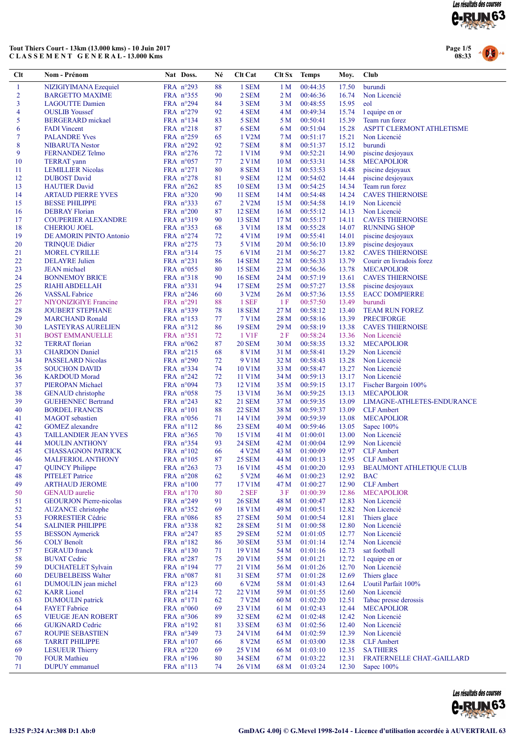**Tout Thiers Court - 13km (13.000 kms) - 10 Juin 2017**
**C L A S S E M E N T   G E N E R A L - 13.000 Kms**

08:33

| Clt | Nom - Prénom | Nat | Doss. | Né | Clt Cat | Clt Sx | Temps | Moy. | Club |
|---|---|---|---|---|---|---|---|---|---|
| 1 | NIZIGIYIMANA Ezequiel | FRA | n°293 | 88 | 1 SEM | 1 M | 00:44:35 | 17.50 | burundi |
| 2 | BARGETTO MAXIME | FRA | n°355 | 90 | 2 SEM | 2 M | 00:46:36 | 16.74 | Non Licencié |
| 3 | LAGOUTTE Damien | FRA | n°294 | 84 | 3 SEM | 3 M | 00:48:55 | 15.95 | eol |
| 4 | OUSLIB Youssef | FRA | n°279 | 92 | 4 SEM | 4 M | 00:49:34 | 15.74 | l equipe en or |
| 5 | BERGERARD mickael | FRA | n°134 | 83 | 5 SEM | 5 M | 00:50:41 | 15.39 | Team run forez |
| 6 | FADI Vincent | FRA | n°218 | 87 | 6 SEM | 6 M | 00:51:04 | 15.28 | ASPTT CLERMONT ATHLETISME |
| 7 | PALANDRE Yves | FRA | n°259 | 65 | 1 V2M | 7 M | 00:51:17 | 15.21 | Non Licencié |
| 8 | NIBARUTA Nestor | FRA | n°292 | 92 | 7 SEM | 8 M | 00:51:37 | 15.12 | burundi |
| 9 | FERNANDEZ Telmo | FRA | n°276 | 72 | 1 V1M | 9 M | 00:52:21 | 14.90 | piscine desjoyaux |
| 10 | TERRAT yann | FRA | n°057 | 77 | 2 V1M | 10 M | 00:53:31 | 14.58 | MECAPOLIOR |
| 11 | LEMILLIER Nicolas | FRA | n°271 | 80 | 8 SEM | 11 M | 00:53:53 | 14.48 | piscine dejoyaux |
| 12 | DUBOST David | FRA | n°278 | 81 | 9 SEM | 12 M | 00:54:02 | 14.44 | piscine desjoyaux |
| 13 | HAUTIER David | FRA | n°262 | 85 | 10 SEM | 13 M | 00:54:25 | 14.34 | Team run forez |
| 14 | ARTAUD PIERRE YVES | FRA | n°320 | 90 | 11 SEM | 14 M | 00:54:48 | 14.24 | CAVES THIERNOISE |
| 15 | BESSE PHILIPPE | FRA | n°333 | 67 | 2 V2M | 15 M | 00:54:58 | 14.19 | Non Licencié |
| 16 | DEBRAY Florian | FRA | n°200 | 87 | 12 SEM | 16 M | 00:55:12 | 14.13 | Non Licencié |
| 17 | COUPERIER ALEXANDRE | FRA | n°319 | 90 | 13 SEM | 17 M | 00:55:17 | 14.11 | CAVES THIERNOISE |
| 18 | CHERIOU JOEL | FRA | n°353 | 68 | 3 V1M | 18 M | 00:55:28 | 14.07 | RUNNING SHOP |
| 19 | DE AMORIN PINTO Antonio | FRA | n°274 | 72 | 4 V1M | 19 M | 00:55:41 | 14.01 | piscine desjoyaux |
| 20 | TRINQUE Didier | FRA | n°275 | 73 | 5 V1M | 20 M | 00:56:10 | 13.89 | piscine desjoyaux |
| 21 | MOREL CYRILLE | FRA | n°314 | 75 | 6 V1M | 21 M | 00:56:27 | 13.82 | CAVES THIERNOISE |
| 22 | DELAYRE Julien | FRA | n°231 | 86 | 14 SEM | 22 M | 00:56:33 | 13.79 | Courir en livradois forez |
| 23 | JEAN michael | FRA | n°055 | 80 | 15 SEM | 23 M | 00:56:36 | 13.78 | MECAPOLIOR |
| 24 | BONNEMOY BRICE | FRA | n°318 | 90 | 16 SEM | 24 M | 00:57:19 | 13.61 | CAVES THIERNOISE |
| 25 | RIAHI ABDELLAH | FRA | n°331 | 94 | 17 SEM | 25 M | 00:57:27 | 13.58 | piscine desjoyaux |
| 26 | VASSAL Fabrice | FRA | n°246 | 60 | 3 V2M | 26 M | 00:57:36 | 13.55 | EACC DOMPIERRE |
| 27 | NIYONIZIGIYE Francine | FRA | n°291 | 88 | 1 SEF | 1 F | 00:57:50 | 13.49 | burundi |
| 28 | JOUBERT STEPHANE | FRA | n°339 | 78 | 18 SEM | 27 M | 00:58:12 | 13.40 | TEAM RUN FOREZ |
| 29 | MARCHAND Ronald | FRA | n°153 | 77 | 7 V1M | 28 M | 00:58:16 | 13.39 | PRECIFORGE |
| 30 | LASTEYRAS AURELIEN | FRA | n°312 | 86 | 19 SEM | 29 M | 00:58:19 | 13.38 | CAVES THIERNOISE |
| 31 | BOST EMMANUELLE | FRA | n°351 | 72 | 1 V1F | 2 F | 00:58:24 | 13.36 | Non Licencié |
| 32 | TERRAT florian | FRA | n°062 | 87 | 20 SEM | 30 M | 00:58:35 | 13.32 | MECAPOLIOR |
| 33 | CHARDON Daniel | FRA | n°215 | 68 | 8 V1M | 31 M | 00:58:41 | 13.29 | Non Licencié |
| 34 | PASSELARD Nicolas | FRA | n°290 | 72 | 9 V1M | 32 M | 00:58:43 | 13.28 | Non Licencié |
| 35 | SOUCHON DAVID | FRA | n°334 | 74 | 10 V1M | 33 M | 00:58:47 | 13.27 | Non Licencié |
| 36 | KARDOUD Morad | FRA | n°242 | 72 | 11 V1M | 34 M | 00:59:13 | 13.17 | Non Licencié |
| 37 | PIEROPAN Michael | FRA | n°094 | 73 | 12 V1M | 35 M | 00:59:15 | 13.17 | Fischer Bargoin 100% |
| 38 | GENAUD christophe | FRA | n°058 | 75 | 13 V1M | 36 M | 00:59:25 | 13.13 | MECAPOLIOR |
| 39 | GUEHENNEC Bertrand | FRA | n°243 | 82 | 21 SEM | 37 M | 00:59:35 | 13.09 | LIMAGNE-ATHLETES-ENDURANCE |
| 40 | BORDEL FRANCIS | FRA | n°101 | 88 | 22 SEM | 38 M | 00:59:37 | 13.09 | CLF Ambert |
| 41 | MAGOT sebastien | FRA | n°056 | 71 | 14 V1M | 39 M | 00:59:39 | 13.08 | MECAPOLIOR |
| 42 | GOMEZ alexandre | FRA | n°112 | 86 | 23 SEM | 40 M | 00:59:46 | 13.05 | Sapec 100% |
| 43 | TAILLANDIER JEAN YVES | FRA | n°365 | 70 | 15 V1M | 41 M | 01:00:01 | 13.00 | Non Licencié |
| 44 | MOULIN ANTHONY | FRA | n°354 | 93 | 24 SEM | 42 M | 01:00:04 | 12.99 | Non Licencié |
| 45 | CHASSAGNON PATRICK | FRA | n°102 | 66 | 4 V2M | 43 M | 01:00:09 | 12.97 | CLF Ambert |
| 46 | MALFERIOL ANTHONY | FRA | n°105 | 87 | 25 SEM | 44 M | 01:00:13 | 12.95 | CLF Ambert |
| 47 | QUINCY Philippe | FRA | n°263 | 73 | 16 V1M | 45 M | 01:00:20 | 12.93 | BEAUMONT ATHLETIQUE CLUB |
| 48 | PITELET Patrice | FRA | n°208 | 62 | 5 V2M | 46 M | 01:00:23 | 12.92 | BAC |
| 49 | ARTHAUD JEROME | FRA | n°100 | 77 | 17 V1M | 47 M | 01:00:27 | 12.90 | CLF Ambert |
| 50 | GENAUD aurelie | FRA | n°170 | 80 | 2 SEF | 3 F | 01:00:39 | 12.86 | MECAPOLIOR |
| 51 | GEOURJON Pierre-nicolas | FRA | n°249 | 91 | 26 SEM | 48 M | 01:00:47 | 12.83 | Non Licencié |
| 52 | AUZANCE christophe | FRA | n°352 | 69 | 18 V1M | 49 M | 01:00:51 | 12.82 | Non Licencié |
| 53 | FORRESTIER Cédric | FRA | n°086 | 85 | 27 SEM | 50 M | 01:00:54 | 12.81 | Thiers glace |
| 54 | SALINIER PHILIPPE | FRA | n°338 | 82 | 28 SEM | 51 M | 01:00:58 | 12.80 | Non Licencié |
| 55 | BESSON Aymerick | FRA | n°247 | 85 | 29 SEM | 52 M | 01:01:05 | 12.77 | Non Licencié |
| 56 | COLY Benoît | FRA | n°182 | 86 | 30 SEM | 53 M | 01:01:14 | 12.74 | Non Licencié |
| 57 | EGRAUD franck | FRA | n°130 | 71 | 19 V1M | 54 M | 01:01:16 | 12.73 | sat football |
| 58 | BUVAT Cedric | FRA | n°287 | 75 | 20 V1M | 55 M | 01:01:21 | 12.72 | l equipe en or |
| 59 | DUCHATELET Sylvain | FRA | n°194 | 77 | 21 V1M | 56 M | 01:01:26 | 12.70 | Non Licencié |
| 60 | DEUBELBEISS Walter | FRA | n°087 | 81 | 31 SEM | 57 M | 01:01:28 | 12.69 | Thiers glace |
| 61 | DUMOULIN jean michel | FRA | n°123 | 60 | 6 V2M | 58 M | 01:01:43 | 12.64 | L'outil Parfait 100% |
| 62 | KARR Lionel | FRA | n°214 | 72 | 22 V1M | 59 M | 01:01:55 | 12.60 | Non Licencié |
| 63 | DUMOULIN patrick | FRA | n°171 | 62 | 7 V2M | 60 M | 01:02:20 | 12.51 | Tabac presse derossis |
| 64 | FAYET Fabrice | FRA | n°060 | 69 | 23 V1M | 61 M | 01:02:43 | 12.44 | MECAPOLIOR |
| 65 | VIEUGE JEAN ROBERT | FRA | n°306 | 89 | 32 SEM | 62 M | 01:02:48 | 12.42 | Non Licencié |
| 66 | GUIGNARD Cedric | FRA | n°192 | 81 | 33 SEM | 63 M | 01:02:56 | 12.40 | Non Licencié |
| 67 | ROUPIE SEBASTIEN | FRA | n°349 | 73 | 24 V1M | 64 M | 01:02:59 | 12.39 | Non Licencié |
| 68 | TARRIT PHILIPPE | FRA | n°107 | 66 | 8 V2M | 65 M | 01:03:00 | 12.38 | CLF Ambert |
| 69 | LESUEUR Thierry | FRA | n°220 | 69 | 25 V1M | 66 M | 01:03:10 | 12.35 | SA THIERS |
| 70 | FOUR Mathieu | FRA | n°196 | 80 | 34 SEM | 67 M | 01:03:22 | 12.31 | FRATERNELLE CHAT.-GAILLARD |
| 71 | DUPUY emmanuel | FRA | n°113 | 74 | 26 V1M | 68 M | 01:03:24 | 12.30 | Sapec 100% |

I:325 P:324 Ar:308 D:1 Ab:0

GmDAG 4.00j © G.Mevel 1998-2014 - Licence d'utilisation accordée à AUVERTRAIL 63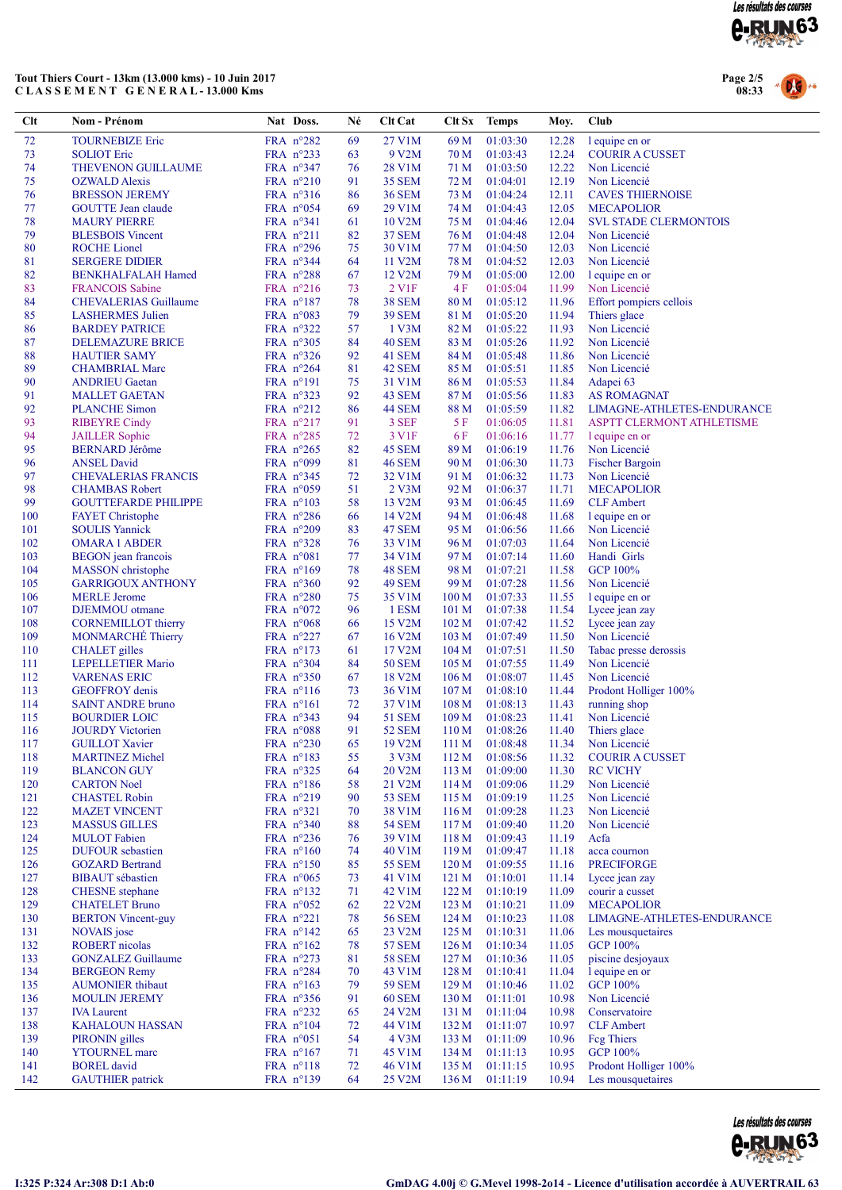**Tout Thiers Court - 13km (13.000 kms) - 10 Juin 2017**
**C L A S S E M E N T   G E N E R A L - 13.000 Kms**

| Clt | Nom - Prénom | Nat | Doss. | Né | Clt Cat | Clt Sx | Temps | Moy. | Club |
|---|---|---|---|---|---|---|---|---|---|
| 72 | TOURNEBIZE Eric | FRA | n°282 | 69 | 27 V1M | 69 M | 01:03:30 | 12.28 | l equipe en or |
| 73 | SOLIOT Eric | FRA | n°233 | 63 | 9 V2M | 70 M | 01:03:43 | 12.24 | COURIR A CUSSET |
| 74 | THEVENON GUILLAUME | FRA | n°347 | 76 | 28 V1M | 71 M | 01:03:50 | 12.22 | Non Licencié |
| 75 | OZWALD Alexis | FRA | n°210 | 91 | 35 SEM | 72 M | 01:04:01 | 12.19 | Non Licencié |
| 76 | BRESSON JEREMY | FRA | n°316 | 86 | 36 SEM | 73 M | 01:04:24 | 12.11 | CAVES THIERNOISE |
| 77 | GOUTTE Jean claude | FRA | n°054 | 69 | 29 V1M | 74 M | 01:04:43 | 12.05 | MECAPOLIOR |
| 78 | MAURY PIERRE | FRA | n°341 | 61 | 10 V2M | 75 M | 01:04:46 | 12.04 | SVL STADE CLERMONTOIS |
| 79 | BLESBOIS Vincent | FRA | n°211 | 82 | 37 SEM | 76 M | 01:04:48 | 12.04 | Non Licencié |
| 80 | ROCHE Lionel | FRA | n°296 | 75 | 30 V1M | 77 M | 01:04:50 | 12.03 | Non Licencié |
| 81 | SERGERE DIDIER | FRA | n°344 | 64 | 11 V2M | 78 M | 01:04:52 | 12.03 | Non Licencié |
| 82 | BENKHALFALAH Hamed | FRA | n°288 | 67 | 12 V2M | 79 M | 01:05:00 | 12.00 | l equipe en or |
| 83 | FRANCOIS Sabine | FRA | n°216 | 73 | 2 V1F | 4 F | 01:05:04 | 11.99 | Non Licencié |
| 84 | CHEVALERIAS Guillaume | FRA | n°187 | 78 | 38 SEM | 80 M | 01:05:12 | 11.96 | Effort pompiers cellois |
| 85 | LASHERMES Julien | FRA | n°083 | 79 | 39 SEM | 81 M | 01:05:20 | 11.94 | Thiers glace |
| 86 | BARDEY PATRICE | FRA | n°322 | 57 | 1 V3M | 82 M | 01:05:22 | 11.93 | Non Licencié |
| 87 | DELEMAZURE BRICE | FRA | n°305 | 84 | 40 SEM | 83 M | 01:05:26 | 11.92 | Non Licencié |
| 88 | HAUTIER SAMY | FRA | n°326 | 92 | 41 SEM | 84 M | 01:05:48 | 11.86 | Non Licencié |
| 89 | CHAMBRIAL Marc | FRA | n°264 | 81 | 42 SEM | 85 M | 01:05:51 | 11.85 | Non Licencié |
| 90 | ANDRIEU Gaetan | FRA | n°191 | 75 | 31 V1M | 86 M | 01:05:53 | 11.84 | Adapei 63 |
| 91 | MALLET GAETAN | FRA | n°323 | 92 | 43 SEM | 87 M | 01:05:56 | 11.83 | AS ROMAGNAT |
| 92 | PLANCHE Simon | FRA | n°212 | 86 | 44 SEM | 88 M | 01:05:59 | 11.82 | LIMAGNE-ATHLETES-ENDURANCE |
| 93 | RIBEYRE Cindy | FRA | n°217 | 91 | 3 SEF | 5 F | 01:06:05 | 11.81 | ASPTT CLERMONT ATHLETISME |
| 94 | JAILLER Sophie | FRA | n°285 | 72 | 3 V1F | 6 F | 01:06:16 | 11.77 | l equipe en or |
| 95 | BERNARD Jérôme | FRA | n°265 | 82 | 45 SEM | 89 M | 01:06:19 | 11.76 | Non Licencié |
| 96 | ANSEL David | FRA | n°099 | 81 | 46 SEM | 90 M | 01:06:30 | 11.73 | Fischer Bargoin |
| 97 | CHEVALERIAS FRANCIS | FRA | n°345 | 72 | 32 V1M | 91 M | 01:06:32 | 11.73 | Non Licencié |
| 98 | CHAMBAS Robert | FRA | n°059 | 51 | 2 V3M | 92 M | 01:06:37 | 11.71 | MECAPOLIOR |
| 99 | GOUTTEFARDE PHILIPPE | FRA | n°103 | 58 | 13 V2M | 93 M | 01:06:45 | 11.69 | CLF Ambert |
| 100 | FAYET Christophe | FRA | n°286 | 66 | 14 V2M | 94 M | 01:06:48 | 11.68 | l equipe en or |
| 101 | SOULIS Yannick | FRA | n°209 | 83 | 47 SEM | 95 M | 01:06:56 | 11.66 | Non Licencié |
| 102 | OMARA 1 ABDER | FRA | n°328 | 76 | 33 V1M | 96 M | 01:07:03 | 11.64 | Non Licencié |
| 103 | BEGON jean francois | FRA | n°081 | 77 | 34 V1M | 97 M | 01:07:14 | 11.60 | Handi Girls |
| 104 | MASSON christophe | FRA | n°169 | 78 | 48 SEM | 98 M | 01:07:21 | 11.58 | GCP 100% |
| 105 | GARRIGOUX ANTHONY | FRA | n°360 | 92 | 49 SEM | 99 M | 01:07:28 | 11.56 | Non Licencié |
| 106 | MERLE Jerome | FRA | n°280 | 75 | 35 V1M | 100 M | 01:07:33 | 11.55 | l equipe en or |
| 107 | DJEMMOU otmane | FRA | n°072 | 96 | 1 ESM | 101 M | 01:07:38 | 11.54 | Lycee jean zay |
| 108 | CORNEMILLOT thierry | FRA | n°068 | 66 | 15 V2M | 102 M | 01:07:42 | 11.52 | Lycee jean zay |
| 109 | MONMARCHÉ Thierry | FRA | n°227 | 67 | 16 V2M | 103 M | 01:07:49 | 11.50 | Non Licencié |
| 110 | CHALET gilles | FRA | n°173 | 61 | 17 V2M | 104 M | 01:07:51 | 11.50 | Tabac presse derossis |
| 111 | LEPELLETIER Mario | FRA | n°304 | 84 | 50 SEM | 105 M | 01:07:55 | 11.49 | Non Licencié |
| 112 | VARENAS ERIC | FRA | n°350 | 67 | 18 V2M | 106 M | 01:08:07 | 11.45 | Non Licencié |
| 113 | GEOFFROY denis | FRA | n°116 | 73 | 36 V1M | 107 M | 01:08:10 | 11.44 | Prodont Holliger 100% |
| 114 | SAINT ANDRE bruno | FRA | n°161 | 72 | 37 V1M | 108 M | 01:08:13 | 11.43 | running shop |
| 115 | BOURDIER LOIC | FRA | n°343 | 94 | 51 SEM | 109 M | 01:08:23 | 11.41 | Non Licencié |
| 116 | JOURDY Victorien | FRA | n°088 | 91 | 52 SEM | 110 M | 01:08:26 | 11.40 | Thiers glace |
| 117 | GUILLOT Xavier | FRA | n°230 | 65 | 19 V2M | 111 M | 01:08:48 | 11.34 | Non Licencié |
| 118 | MARTINEZ Michel | FRA | n°183 | 55 | 3 V3M | 112 M | 01:08:56 | 11.32 | COURIR A CUSSET |
| 119 | BLANCON GUY | FRA | n°325 | 64 | 20 V2M | 113 M | 01:09:00 | 11.30 | RC VICHY |
| 120 | CARTON Noel | FRA | n°186 | 58 | 21 V2M | 114 M | 01:09:06 | 11.29 | Non Licencié |
| 121 | CHASTEL Robin | FRA | n°219 | 90 | 53 SEM | 115 M | 01:09:19 | 11.25 | Non Licencié |
| 122 | MAZET VINCENT | FRA | n°321 | 70 | 38 V1M | 116 M | 01:09:28 | 11.23 | Non Licencié |
| 123 | MASSUS GILLES | FRA | n°340 | 88 | 54 SEM | 117 M | 01:09:40 | 11.20 | Non Licencié |
| 124 | MULOT Fabien | FRA | n°236 | 76 | 39 V1M | 118 M | 01:09:43 | 11.19 | Acfa |
| 125 | DUFOUR sebastien | FRA | n°160 | 74 | 40 V1M | 119 M | 01:09:47 | 11.18 | acca cournon |
| 126 | GOZARD Bertrand | FRA | n°150 | 85 | 55 SEM | 120 M | 01:09:55 | 11.16 | PRECIFORGE |
| 127 | BIBAUT sébastien | FRA | n°065 | 73 | 41 V1M | 121 M | 01:10:01 | 11.14 | Lycee jean zay |
| 128 | CHESNE stephane | FRA | n°132 | 71 | 42 V1M | 122 M | 01:10:19 | 11.09 | courir a cusset |
| 129 | CHATELET Bruno | FRA | n°052 | 62 | 22 V2M | 123 M | 01:10:21 | 11.09 | MECAPOLIOR |
| 130 | BERTON Vincent-guy | FRA | n°221 | 78 | 56 SEM | 124 M | 01:10:23 | 11.08 | LIMAGNE-ATHLETES-ENDURANCE |
| 131 | NOVAIS jose | FRA | n°142 | 65 | 23 V2M | 125 M | 01:10:31 | 11.06 | Les mousquetaires |
| 132 | ROBERT nicolas | FRA | n°162 | 78 | 57 SEM | 126 M | 01:10:34 | 11.05 | GCP 100% |
| 133 | GONZALEZ Guillaume | FRA | n°273 | 81 | 58 SEM | 127 M | 01:10:36 | 11.05 | piscine desjoyaux |
| 134 | BERGEON Remy | FRA | n°284 | 70 | 43 V1M | 128 M | 01:10:41 | 11.04 | l equipe en or |
| 135 | AUMONIER thibaut | FRA | n°163 | 79 | 59 SEM | 129 M | 01:10:46 | 11.02 | GCP 100% |
| 136 | MOULIN JEREMY | FRA | n°356 | 91 | 60 SEM | 130 M | 01:11:01 | 10.98 | Non Licencié |
| 137 | IVA Laurent | FRA | n°232 | 65 | 24 V2M | 131 M | 01:11:04 | 10.98 | Conservatoire |
| 138 | KAHALOUN HASSAN | FRA | n°104 | 72 | 44 V1M | 132 M | 01:11:07 | 10.97 | CLF Ambert |
| 139 | PIRONIN gilles | FRA | n°051 | 54 | 4 V3M | 133 M | 01:11:09 | 10.96 | Fcg Thiers |
| 140 | YTOURNEL marc | FRA | n°167 | 71 | 45 V1M | 134 M | 01:11:13 | 10.95 | GCP 100% |
| 141 | BOREL david | FRA | n°118 | 72 | 46 V1M | 135 M | 01:11:15 | 10.95 | Prodont Holliger 100% |
| 142 | GAUTHIER patrick | FRA | n°139 | 64 | 25 V2M | 136 M | 01:11:19 | 10.94 | Les mousquetaires |

I:325 P:324 Ar:308 D:1 Ab:0

GmDAG 4.00j © G.Mevel 1998-2014 - Licence d'utilisation accordée à AUVERTRAIL 63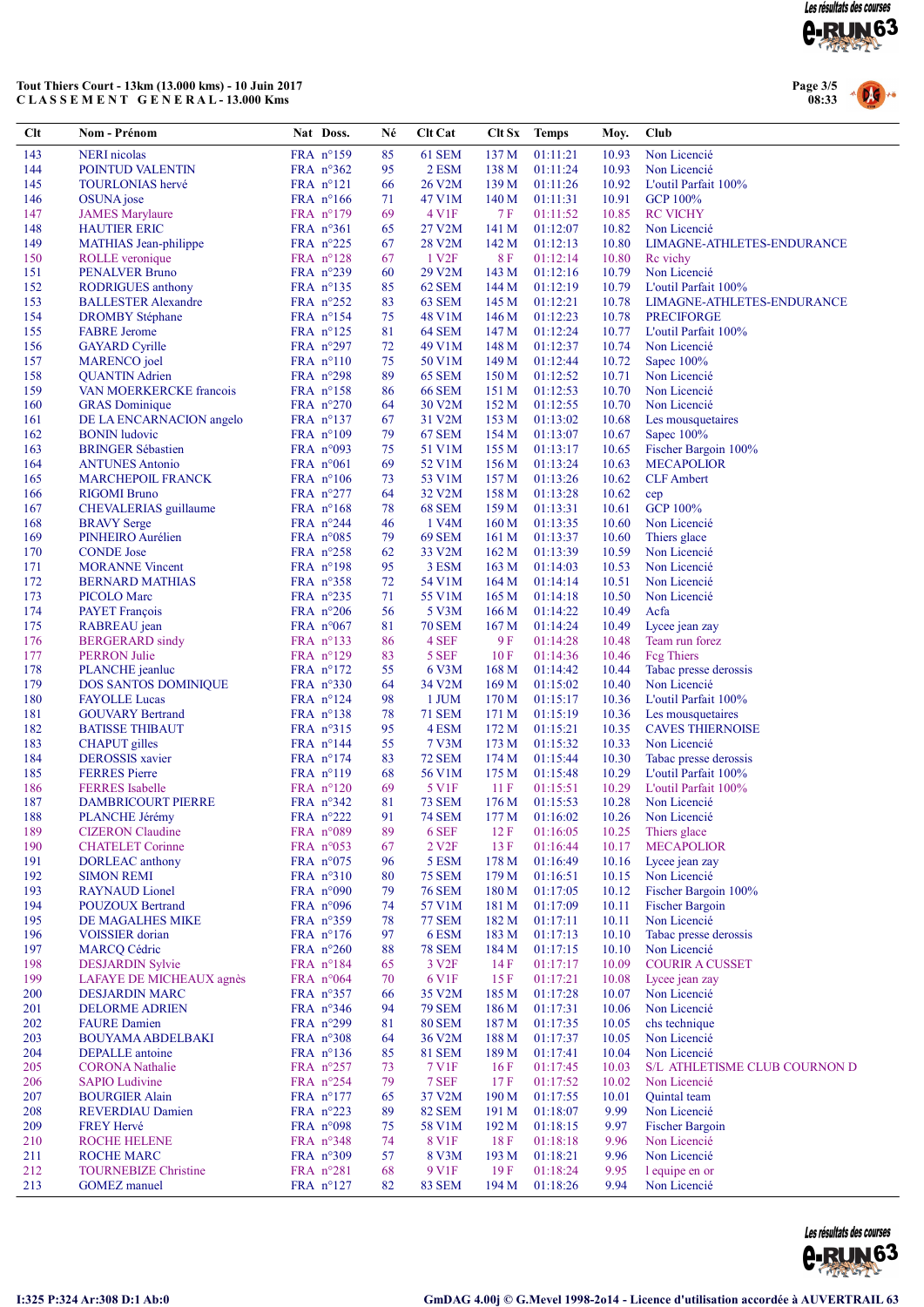**Tout Thiers Court - 13km (13.000 kms) - 10 Juin 2017**
**C L A S S E M E N T G E N E R A L - 13.000 Kms**

| Clt | Nom - Prénom | Nat | Doss. | Né | Clt Cat | Clt Sx | Temps | Moy. | Club |
|---|---|---|---|---|---|---|---|---|---|
| 143 | NERI nicolas | FRA | n°159 | 85 | 61 SEM | 137 M | 01:11:21 | 10.93 | Non Licencié |
| 144 | POINTUD VALENTIN | FRA | n°362 | 95 | 2 ESM | 138 M | 01:11:24 | 10.93 | Non Licencié |
| 145 | TOURLONIAS hervé | FRA | n°121 | 66 | 26 V2M | 139 M | 01:11:26 | 10.92 | L'outil Parfait 100% |
| 146 | OSUNA jose | FRA | n°166 | 71 | 47 V1M | 140 M | 01:11:31 | 10.91 | GCP 100% |
| 147 | JAMES Marylaure | FRA | n°179 | 69 | 4 V1F | 7 F | 01:11:52 | 10.85 | RC VICHY |
| 148 | HAUTIER ERIC | FRA | n°361 | 65 | 27 V2M | 141 M | 01:12:07 | 10.82 | Non Licencié |
| 149 | MATHIAS Jean-philippe | FRA | n°225 | 67 | 28 V2M | 142 M | 01:12:13 | 10.80 | LIMAGNE-ATHLETES-ENDURANCE |
| 150 | ROLLE veronique | FRA | n°128 | 67 | 1 V2F | 8 F | 01:12:14 | 10.80 | Rc vichy |
| 151 | PENALVER Bruno | FRA | n°239 | 60 | 29 V2M | 143 M | 01:12:16 | 10.79 | Non Licencié |
| 152 | RODRIGUES anthony | FRA | n°135 | 85 | 62 SEM | 144 M | 01:12:19 | 10.79 | L'outil Parfait 100% |
| 153 | BALLESTER Alexandre | FRA | n°252 | 83 | 63 SEM | 145 M | 01:12:21 | 10.78 | LIMAGNE-ATHLETES-ENDURANCE |
| 154 | DROMBY Stéphane | FRA | n°154 | 75 | 48 V1M | 146 M | 01:12:23 | 10.78 | PRECIFORGE |
| 155 | FABRE Jerome | FRA | n°125 | 81 | 64 SEM | 147 M | 01:12:24 | 10.77 | L'outil Parfait 100% |
| 156 | GAYARD Cyrille | FRA | n°297 | 72 | 49 V1M | 148 M | 01:12:37 | 10.74 | Non Licencié |
| 157 | MARENCO joel | FRA | n°110 | 75 | 50 V1M | 149 M | 01:12:44 | 10.72 | Sapec 100% |
| 158 | QUANTIN Adrien | FRA | n°298 | 89 | 65 SEM | 150 M | 01:12:52 | 10.71 | Non Licencié |
| 159 | VAN MOERKERCKE francois | FRA | n°158 | 86 | 66 SEM | 151 M | 01:12:53 | 10.70 | Non Licencié |
| 160 | GRAS Dominique | FRA | n°270 | 64 | 30 V2M | 152 M | 01:12:55 | 10.70 | Non Licencié |
| 161 | DE LA ENCARNACION angelo | FRA | n°137 | 67 | 31 V2M | 153 M | 01:13:02 | 10.68 | Les mousquetaires |
| 162 | BONIN ludovic | FRA | n°109 | 79 | 67 SEM | 154 M | 01:13:07 | 10.67 | Sapec 100% |
| 163 | BRINGER Sébastien | FRA | n°093 | 75 | 51 V1M | 155 M | 01:13:17 | 10.65 | Fischer Bargoin 100% |
| 164 | ANTUNES Antonio | FRA | n°061 | 69 | 52 V1M | 156 M | 01:13:24 | 10.63 | MECAPOLIOR |
| 165 | MARCHEPOIL FRANCK | FRA | n°106 | 73 | 53 V1M | 157 M | 01:13:26 | 10.62 | CLF Ambert |
| 166 | RIGOMI Bruno | FRA | n°277 | 64 | 32 V2M | 158 M | 01:13:28 | 10.62 | cep |
| 167 | CHEVALERIAS guillaume | FRA | n°168 | 78 | 68 SEM | 159 M | 01:13:31 | 10.61 | GCP 100% |
| 168 | BRAVY Serge | FRA | n°244 | 46 | 1 V4M | 160 M | 01:13:35 | 10.60 | Non Licencié |
| 169 | PINHEIRO Aurélien | FRA | n°085 | 79 | 69 SEM | 161 M | 01:13:37 | 10.60 | Thiers glace |
| 170 | CONDE Jose | FRA | n°258 | 62 | 33 V2M | 162 M | 01:13:39 | 10.59 | Non Licencié |
| 171 | MORANNE Vincent | FRA | n°198 | 95 | 3 ESM | 163 M | 01:14:03 | 10.53 | Non Licencié |
| 172 | BERNARD MATHIAS | FRA | n°358 | 72 | 54 V1M | 164 M | 01:14:14 | 10.51 | Non Licencié |
| 173 | PICOLO Marc | FRA | n°235 | 71 | 55 V1M | 165 M | 01:14:18 | 10.50 | Non Licencié |
| 174 | PAYET François | FRA | n°206 | 56 | 5 V3M | 166 M | 01:14:22 | 10.49 | Acfa |
| 175 | RABREAU jean | FRA | n°067 | 81 | 70 SEM | 167 M | 01:14:24 | 10.49 | Lycee jean zay |
| 176 | BERGERARD sindy | FRA | n°133 | 86 | 4 SEF | 9 F | 01:14:28 | 10.48 | Team run forez |
| 177 | PERRON Julie | FRA | n°129 | 83 | 5 SEF | 10 F | 01:14:36 | 10.46 | Fcg Thiers |
| 178 | PLANCHE jeanluc | FRA | n°172 | 55 | 6 V3M | 168 M | 01:14:42 | 10.44 | Tabac presse derossis |
| 179 | DOS SANTOS DOMINIQUE | FRA | n°330 | 64 | 34 V2M | 169 M | 01:15:02 | 10.40 | Non Licencié |
| 180 | FAYOLLE Lucas | FRA | n°124 | 98 | 1 JUM | 170 M | 01:15:17 | 10.36 | L'outil Parfait 100% |
| 181 | GOUVARY Bertrand | FRA | n°138 | 78 | 71 SEM | 171 M | 01:15:19 | 10.36 | Les mousquetaires |
| 182 | BATISSE THIBAUT | FRA | n°315 | 95 | 4 ESM | 172 M | 01:15:21 | 10.35 | CAVES THIERNOISE |
| 183 | CHAPUT gilles | FRA | n°144 | 55 | 7 V3M | 173 M | 01:15:32 | 10.33 | Non Licencié |
| 184 | DEROSSIS xavier | FRA | n°174 | 83 | 72 SEM | 174 M | 01:15:44 | 10.30 | Tabac presse derossis |
| 185 | FERRES Pierre | FRA | n°119 | 68 | 56 V1M | 175 M | 01:15:48 | 10.29 | L'outil Parfait 100% |
| 186 | FERRES Isabelle | FRA | n°120 | 69 | 5 V1F | 11 F | 01:15:51 | 10.29 | L'outil Parfait 100% |
| 187 | DAMBRICOURT PIERRE | FRA | n°342 | 81 | 73 SEM | 176 M | 01:15:53 | 10.28 | Non Licencié |
| 188 | PLANCHE Jérémy | FRA | n°222 | 91 | 74 SEM | 177 M | 01:16:02 | 10.26 | Non Licencié |
| 189 | CIZERON Claudine | FRA | n°089 | 89 | 6 SEF | 12 F | 01:16:05 | 10.25 | Thiers glace |
| 190 | CHATELET Corinne | FRA | n°053 | 67 | 2 V2F | 13 F | 01:16:44 | 10.17 | MECAPOLIOR |
| 191 | DORLEAC anthony | FRA | n°075 | 96 | 5 ESM | 178 M | 01:16:49 | 10.16 | Lycee jean zay |
| 192 | SIMON REMI | FRA | n°310 | 80 | 75 SEM | 179 M | 01:16:51 | 10.15 | Non Licencié |
| 193 | RAYNAUD Lionel | FRA | n°090 | 79 | 76 SEM | 180 M | 01:17:05 | 10.12 | Fischer Bargoin 100% |
| 194 | POUZOUX Bertrand | FRA | n°096 | 74 | 57 V1M | 181 M | 01:17:09 | 10.11 | Fischer Bargoin |
| 195 | DE MAGALHES MIKE | FRA | n°359 | 78 | 77 SEM | 182 M | 01:17:11 | 10.11 | Non Licencié |
| 196 | VOISSIER dorian | FRA | n°176 | 97 | 6 ESM | 183 M | 01:17:13 | 10.10 | Tabac presse derossis |
| 197 | MARCQ Cédric | FRA | n°260 | 88 | 78 SEM | 184 M | 01:17:15 | 10.10 | Non Licencié |
| 198 | DESJARDIN Sylvie | FRA | n°184 | 65 | 3 V2F | 14 F | 01:17:17 | 10.09 | COURIR A CUSSET |
| 199 | LAFAYE DE MICHEAUX agnès | FRA | n°064 | 70 | 6 V1F | 15 F | 01:17:21 | 10.08 | Lycee jean zay |
| 200 | DESJARDIN MARC | FRA | n°357 | 66 | 35 V2M | 185 M | 01:17:28 | 10.07 | Non Licencié |
| 201 | DELORME ADRIEN | FRA | n°346 | 94 | 79 SEM | 186 M | 01:17:31 | 10.06 | Non Licencié |
| 202 | FAURE Damien | FRA | n°299 | 81 | 80 SEM | 187 M | 01:17:35 | 10.05 | chs technique |
| 203 | BOUYAMA ABDELBAKI | FRA | n°308 | 64 | 36 V2M | 188 M | 01:17:37 | 10.05 | Non Licencié |
| 204 | DEPALLE antoine | FRA | n°136 | 85 | 81 SEM | 189 M | 01:17:41 | 10.04 | Non Licencié |
| 205 | CORONA Nathalie | FRA | n°257 | 73 | 7 V1F | 16 F | 01:17:45 | 10.03 | S/L ATHLETISME CLUB COURNON D |
| 206 | SAPIO Ludivine | FRA | n°254 | 79 | 7 SEF | 17 F | 01:17:52 | 10.02 | Non Licencié |
| 207 | BOURGIER Alain | FRA | n°177 | 65 | 37 V2M | 190 M | 01:17:55 | 10.01 | Quintal team |
| 208 | REVERDIAU Damien | FRA | n°223 | 89 | 82 SEM | 191 M | 01:18:07 | 9.99 | Non Licencié |
| 209 | FREY Hervé | FRA | n°098 | 75 | 58 V1M | 192 M | 01:18:15 | 9.97 | Fischer Bargoin |
| 210 | ROCHE HELENE | FRA | n°348 | 74 | 8 V1F | 18 F | 01:18:18 | 9.96 | Non Licencié |
| 211 | ROCHE MARC | FRA | n°309 | 57 | 8 V3M | 193 M | 01:18:21 | 9.96 | Non Licencié |
| 212 | TOURNEBIZE Christine | FRA | n°281 | 68 | 9 V1F | 19 F | 01:18:24 | 9.95 | l equipe en or |
| 213 | GOMEZ manuel | FRA | n°127 | 82 | 83 SEM | 194 M | 01:18:26 | 9.94 | Non Licencié |

I:325 P:324 Ar:308 D:1 Ab:0

GmDAG 4.00j © G.Mevel 1998-2o14 - Licence d'utilisation accordée à AUVERTRAIL 63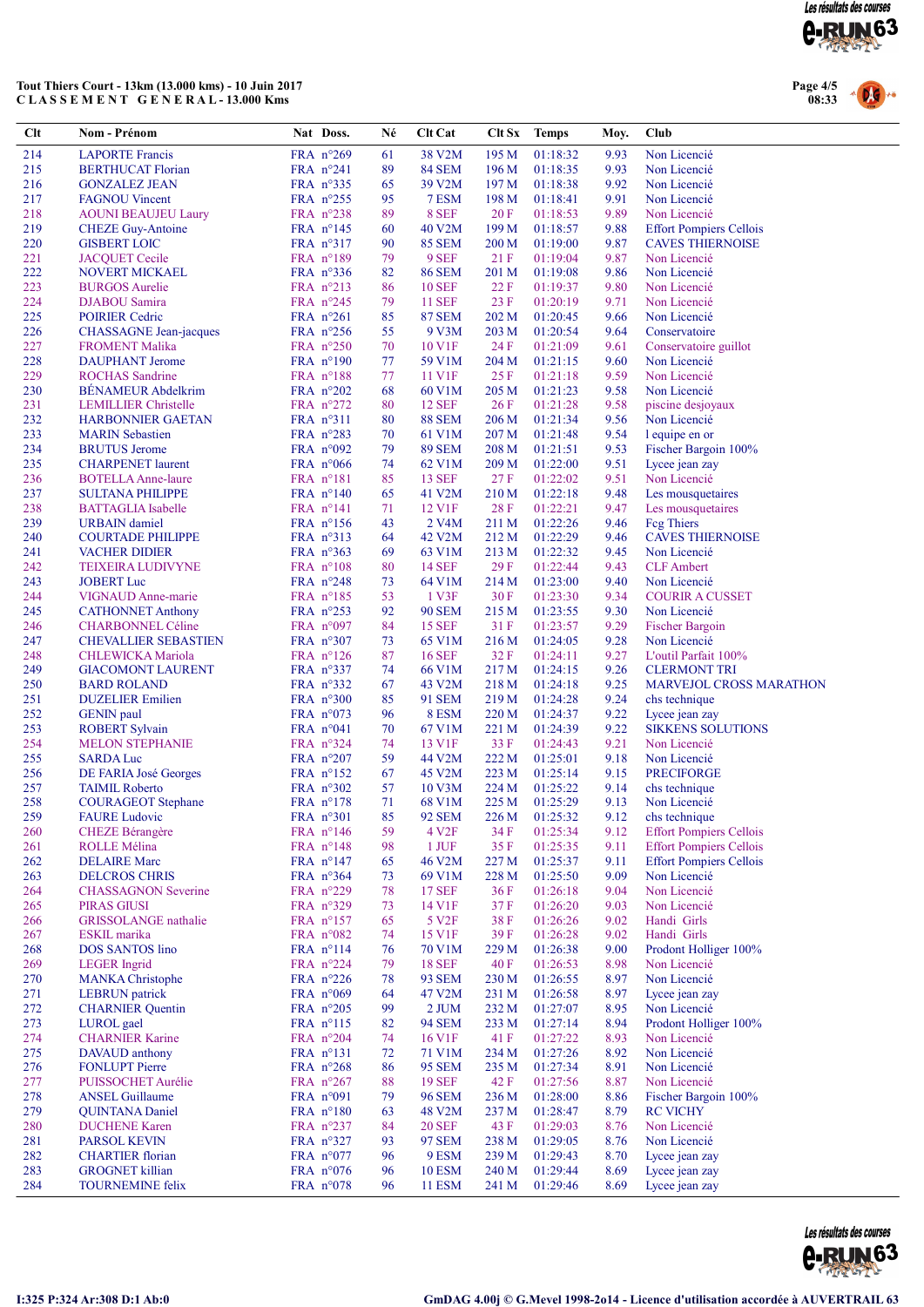**Tout Thiers Court - 13km (13.000 kms) - 10 Juin 2017**
**CLASSEMENT GENERAL - 13.000 Kms**

| Clt | Nom - Prénom | Nat | Doss. | Né | Clt Cat | Clt Sx | Temps | Moy. | Club |
|---|---|---|---|---|---|---|---|---|---|
| 214 | LAPORTE Francis | FRA | n°269 | 61 | 38 V2M | 195 M | 01:18:32 | 9.93 | Non Licencié |
| 215 | BERTHUCAT Florian | FRA | n°241 | 89 | 84 SEM | 196 M | 01:18:35 | 9.93 | Non Licencié |
| 216 | GONZALEZ JEAN | FRA | n°335 | 65 | 39 V2M | 197 M | 01:18:38 | 9.92 | Non Licencié |
| 217 | FAGNOU Vincent | FRA | n°255 | 95 | 7 ESM | 198 M | 01:18:41 | 9.91 | Non Licencié |
| 218 | AOUNI BEAUJEU Laury | FRA | n°238 | 89 | 8 SEF | 20 F | 01:18:53 | 9.89 | Non Licencié |
| 219 | CHEZE Guy-Antoine | FRA | n°145 | 60 | 40 V2M | 199 M | 01:18:57 | 9.88 | Effort Pompiers Cellois |
| 220 | GISBERT LOIC | FRA | n°317 | 90 | 85 SEM | 200 M | 01:19:00 | 9.87 | CAVES THIERNOISE |
| 221 | JACQUET Cecile | FRA | n°189 | 79 | 9 SEF | 21 F | 01:19:04 | 9.87 | Non Licencié |
| 222 | NOVERT MICKAEL | FRA | n°336 | 82 | 86 SEM | 201 M | 01:19:08 | 9.86 | Non Licencié |
| 223 | BURGOS Aurelie | FRA | n°213 | 86 | 10 SEF | 22 F | 01:19:37 | 9.80 | Non Licencié |
| 224 | DJABOU Samira | FRA | n°245 | 79 | 11 SEF | 23 F | 01:20:19 | 9.71 | Non Licencié |
| 225 | POIRIER Cedric | FRA | n°261 | 85 | 87 SEM | 202 M | 01:20:45 | 9.66 | Non Licencié |
| 226 | CHASSAGNE Jean-jacques | FRA | n°256 | 55 | 9 V3M | 203 M | 01:20:54 | 9.64 | Conservatoire |
| 227 | FROMENT Malika | FRA | n°250 | 70 | 10 V1F | 24 F | 01:21:09 | 9.61 | Conservatoire guillot |
| 228 | DAUPHANT Jerome | FRA | n°190 | 77 | 59 V1M | 204 M | 01:21:15 | 9.60 | Non Licencié |
| 229 | ROCHAS Sandrine | FRA | n°188 | 77 | 11 V1F | 25 F | 01:21:18 | 9.59 | Non Licencié |
| 230 | BÉNAMEUR Abdelkrim | FRA | n°202 | 68 | 60 V1M | 205 M | 01:21:23 | 9.58 | Non Licencié |
| 231 | LEMILLIER Christelle | FRA | n°272 | 80 | 12 SEF | 26 F | 01:21:28 | 9.58 | piscine desjoyaux |
| 232 | HARBONNIER GAETAN | FRA | n°311 | 80 | 88 SEM | 206 M | 01:21:34 | 9.56 | Non Licencié |
| 233 | MARIN Sebastien | FRA | n°283 | 70 | 61 V1M | 207 M | 01:21:48 | 9.54 | l equipe en or |
| 234 | BRUTUS Jerome | FRA | n°092 | 79 | 89 SEM | 208 M | 01:21:51 | 9.53 | Fischer Bargoin 100% |
| 235 | CHARPENET laurent | FRA | n°066 | 74 | 62 V1M | 209 M | 01:22:00 | 9.51 | Lycee jean zay |
| 236 | BOTELLA Anne-laure | FRA | n°181 | 85 | 13 SEF | 27 F | 01:22:02 | 9.51 | Non Licencié |
| 237 | SULTANA PHILIPPE | FRA | n°140 | 65 | 41 V2M | 210 M | 01:22:18 | 9.48 | Les mousquetaires |
| 238 | BATTAGLIA Isabelle | FRA | n°141 | 71 | 12 V1F | 28 F | 01:22:21 | 9.47 | Les mousquetaires |
| 239 | URBAIN damiel | FRA | n°156 | 43 | 2 V4M | 211 M | 01:22:26 | 9.46 | Fcg Thiers |
| 240 | COURTADE PHILIPPE | FRA | n°313 | 64 | 42 V2M | 212 M | 01:22:29 | 9.46 | CAVES THIERNOISE |
| 241 | VACHER DIDIER | FRA | n°363 | 69 | 63 V1M | 213 M | 01:22:32 | 9.45 | Non Licencié |
| 242 | TEIXEIRA LUDIVYNE | FRA | n°108 | 80 | 14 SEF | 29 F | 01:22:44 | 9.43 | CLF Ambert |
| 243 | JOBERT Luc | FRA | n°248 | 73 | 64 V1M | 214 M | 01:23:00 | 9.40 | Non Licencié |
| 244 | VIGNAUD Anne-marie | FRA | n°185 | 53 | 1 V3F | 30 F | 01:23:30 | 9.34 | COURIR A CUSSET |
| 245 | CATHONNET Anthony | FRA | n°253 | 92 | 90 SEM | 215 M | 01:23:55 | 9.30 | Non Licencié |
| 246 | CHARBONNEL Céline | FRA | n°097 | 84 | 15 SEF | 31 F | 01:23:57 | 9.29 | Fischer Bargoin |
| 247 | CHEVALLIER SEBASTIEN | FRA | n°307 | 73 | 65 V1M | 216 M | 01:24:05 | 9.28 | Non Licencié |
| 248 | CHLEWICKA Mariola | FRA | n°126 | 87 | 16 SEF | 32 F | 01:24:11 | 9.27 | L'outil Parfait 100% |
| 249 | GIACOMONT LAURENT | FRA | n°337 | 74 | 66 V1M | 217 M | 01:24:15 | 9.26 | CLERMONT TRI |
| 250 | BARD ROLAND | FRA | n°332 | 67 | 43 V2M | 218 M | 01:24:18 | 9.25 | MARVEJOL CROSS MARATHON |
| 251 | DUZELIER Emilien | FRA | n°300 | 85 | 91 SEM | 219 M | 01:24:28 | 9.24 | chs technique |
| 252 | GENIN paul | FRA | n°073 | 96 | 8 ESM | 220 M | 01:24:37 | 9.22 | Lycee jean zay |
| 253 | ROBERT Sylvain | FRA | n°041 | 70 | 67 V1M | 221 M | 01:24:39 | 9.22 | SIKKENS SOLUTIONS |
| 254 | MELON STEPHANIE | FRA | n°324 | 74 | 13 V1F | 33 F | 01:24:43 | 9.21 | Non Licencié |
| 255 | SARDA Luc | FRA | n°207 | 59 | 44 V2M | 222 M | 01:25:01 | 9.18 | Non Licencié |
| 256 | DE FARIA José Georges | FRA | n°152 | 67 | 45 V2M | 223 M | 01:25:14 | 9.15 | PRECIFORGE |
| 257 | TAIMIL Roberto | FRA | n°302 | 57 | 10 V3M | 224 M | 01:25:22 | 9.14 | chs technique |
| 258 | COURAGEOT Stephane | FRA | n°178 | 71 | 68 V1M | 225 M | 01:25:29 | 9.13 | Non Licencié |
| 259 | FAURE Ludovic | FRA | n°301 | 85 | 92 SEM | 226 M | 01:25:32 | 9.12 | chs technique |
| 260 | CHEZE Bérangère | FRA | n°146 | 59 | 4 V2F | 34 F | 01:25:34 | 9.12 | Effort Pompiers Cellois |
| 261 | ROLLE Mélina | FRA | n°148 | 98 | 1 JUF | 35 F | 01:25:35 | 9.11 | Effort Pompiers Cellois |
| 262 | DELAIRE Marc | FRA | n°147 | 65 | 46 V2M | 227 M | 01:25:37 | 9.11 | Effort Pompiers Cellois |
| 263 | DELCROS CHRIS | FRA | n°364 | 73 | 69 V1M | 228 M | 01:25:50 | 9.09 | Non Licencié |
| 264 | CHASSAGNON Severine | FRA | n°229 | 78 | 17 SEF | 36 F | 01:26:18 | 9.04 | Non Licencié |
| 265 | PIRAS GIUSI | FRA | n°329 | 73 | 14 V1F | 37 F | 01:26:20 | 9.03 | Non Licencié |
| 266 | GRISSOLANGE nathalie | FRA | n°157 | 65 | 5 V2F | 38 F | 01:26:26 | 9.02 | Handi Girls |
| 267 | ESKIL marika | FRA | n°082 | 74 | 15 V1F | 39 F | 01:26:28 | 9.02 | Handi Girls |
| 268 | DOS SANTOS lino | FRA | n°114 | 76 | 70 V1M | 229 M | 01:26:38 | 9.00 | Prodont Holliger 100% |
| 269 | LEGER Ingrid | FRA | n°224 | 79 | 18 SEF | 40 F | 01:26:53 | 8.98 | Non Licencié |
| 270 | MANKA Christophe | FRA | n°226 | 78 | 93 SEM | 230 M | 01:26:55 | 8.97 | Non Licencié |
| 271 | LEBRUN patrick | FRA | n°069 | 64 | 47 V2M | 231 M | 01:26:58 | 8.97 | Lycee jean zay |
| 272 | CHARNIER Quentin | FRA | n°205 | 99 | 2 JUM | 232 M | 01:27:07 | 8.95 | Non Licencié |
| 273 | LUROL gael | FRA | n°115 | 82 | 94 SEM | 233 M | 01:27:14 | 8.94 | Prodont Holliger 100% |
| 274 | CHARNIER Karine | FRA | n°204 | 74 | 16 V1F | 41 F | 01:27:22 | 8.93 | Non Licencié |
| 275 | DAVAUD anthony | FRA | n°131 | 72 | 71 V1M | 234 M | 01:27:26 | 8.92 | Non Licencié |
| 276 | FONLUPT Pierre | FRA | n°268 | 86 | 95 SEM | 235 M | 01:27:34 | 8.91 | Non Licencié |
| 277 | PUISSOCHET Aurélie | FRA | n°267 | 88 | 19 SEF | 42 F | 01:27:56 | 8.87 | Non Licencié |
| 278 | ANSEL Guillaume | FRA | n°091 | 79 | 96 SEM | 236 M | 01:28:00 | 8.86 | Fischer Bargoin 100% |
| 279 | QUINTANA Daniel | FRA | n°180 | 63 | 48 V2M | 237 M | 01:28:47 | 8.79 | RC VICHY |
| 280 | DUCHENE Karen | FRA | n°237 | 84 | 20 SEF | 43 F | 01:29:03 | 8.76 | Non Licencié |
| 281 | PARSOL KEVIN | FRA | n°327 | 93 | 97 SEM | 238 M | 01:29:05 | 8.76 | Non Licencié |
| 282 | CHARTIER florian | FRA | n°077 | 96 | 9 ESM | 239 M | 01:29:43 | 8.70 | Lycee jean zay |
| 283 | GROGNET killian | FRA | n°076 | 96 | 10 ESM | 240 M | 01:29:44 | 8.69 | Lycee jean zay |
| 284 | TOURNEMINE felix | FRA | n°078 | 96 | 11 ESM | 241 M | 01:29:46 | 8.69 | Lycee jean zay |

I:325 P:324 Ar:308 D:1 Ab:0

GmDAG 4.00j © G.Mevel 1998-2014 - Licence d'utilisation accordée à AUVERTRAIL 63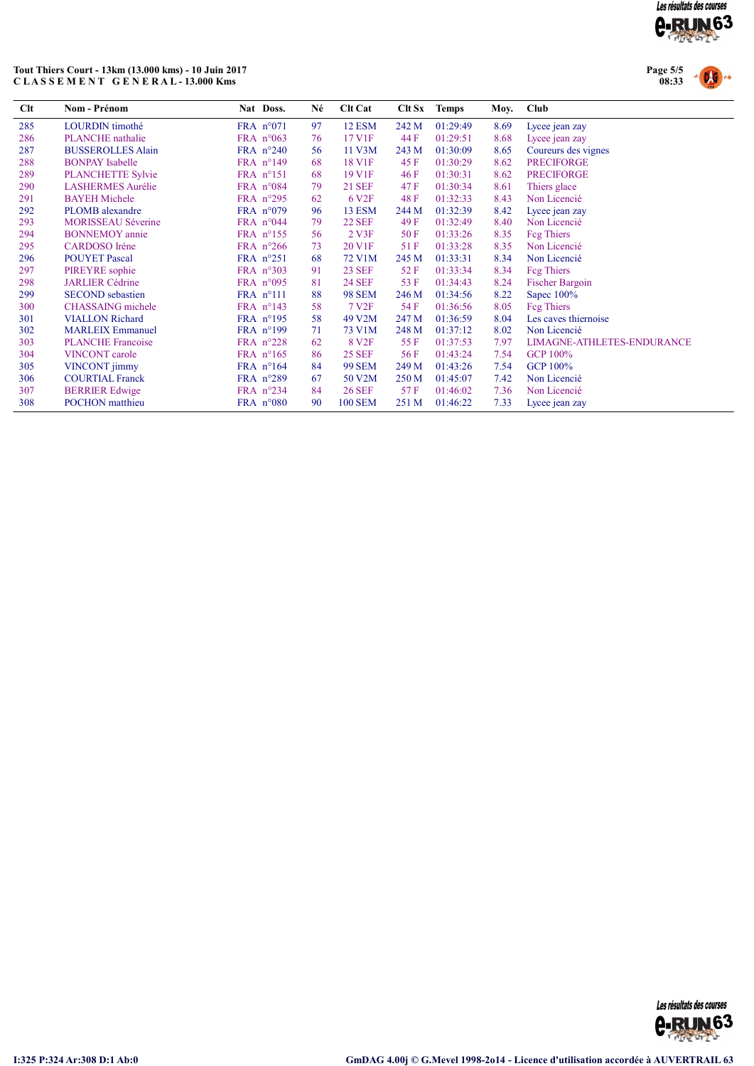**Tout Thiers Court - 13km (13.000 kms) - 10 Juin 2017**
**C L A S S E M E N T   G E N E R A L - 13.000 Kms**

| Clt | Nom - Prénom | Nat | Doss. | Né | Clt Cat | Clt Sx | Temps | Moy. | Club |
|---|---|---|---|---|---|---|---|---|---|
| 285 | LOURDIN timothé | FRA | n°071 | 97 | 12 ESM | 242 M | 01:29:49 | 8.69 | Lycee jean zay |
| 286 | PLANCHE nathalie | FRA | n°063 | 76 | 17 V1F | 44 F | 01:29:51 | 8.68 | Lycee jean zay |
| 287 | BUSSEROLLES Alain | FRA | n°240 | 56 | 11 V3M | 243 M | 01:30:09 | 8.65 | Coureurs des vignes |
| 288 | BONPAY Isabelle | FRA | n°149 | 68 | 18 V1F | 45 F | 01:30:29 | 8.62 | PRECIFORGE |
| 289 | PLANCHETTE Sylvie | FRA | n°151 | 68 | 19 V1F | 46 F | 01:30:31 | 8.62 | PRECIFORGE |
| 290 | LASHERMES Aurélie | FRA | n°084 | 79 | 21 SEF | 47 F | 01:30:34 | 8.61 | Thiers glace |
| 291 | BAYEH Michele | FRA | n°295 | 62 | 6 V2F | 48 F | 01:32:33 | 8.43 | Non Licencié |
| 292 | PLOMB alexandre | FRA | n°079 | 96 | 13 ESM | 244 M | 01:32:39 | 8.42 | Lycee jean zay |
| 293 | MORISSEAU Séverine | FRA | n°044 | 79 | 22 SEF | 49 F | 01:32:49 | 8.40 | Non Licencié |
| 294 | BONNEMOY annie | FRA | n°155 | 56 | 2 V3F | 50 F | 01:33:26 | 8.35 | Fcg Thiers |
| 295 | CARDOSO Iréne | FRA | n°266 | 73 | 20 V1F | 51 F | 01:33:28 | 8.35 | Non Licencié |
| 296 | POUYET Pascal | FRA | n°251 | 68 | 72 V1M | 245 M | 01:33:31 | 8.34 | Non Licencié |
| 297 | PIREYRE sophie | FRA | n°303 | 91 | 23 SEF | 52 F | 01:33:34 | 8.34 | Fcg Thiers |
| 298 | JARLIER Cédrine | FRA | n°095 | 81 | 24 SEF | 53 F | 01:34:43 | 8.24 | Fischer Bargoin |
| 299 | SECOND sebastien | FRA | n°111 | 88 | 98 SEM | 246 M | 01:34:56 | 8.22 | Sapec 100% |
| 300 | CHASSAING michele | FRA | n°143 | 58 | 7 V2F | 54 F | 01:36:56 | 8.05 | Fcg Thiers |
| 301 | VIALLON Richard | FRA | n°195 | 58 | 49 V2M | 247 M | 01:36:59 | 8.04 | Les caves thiernoise |
| 302 | MARLEIX Emmanuel | FRA | n°199 | 71 | 73 V1M | 248 M | 01:37:12 | 8.02 | Non Licencié |
| 303 | PLANCHE Francoise | FRA | n°228 | 62 | 8 V2F | 55 F | 01:37:53 | 7.97 | LIMAGNE-ATHLETES-ENDURANCE |
| 304 | VINCONT carole | FRA | n°165 | 86 | 25 SEF | 56 F | 01:43:24 | 7.54 | GCP 100% |
| 305 | VINCONT jimmy | FRA | n°164 | 84 | 99 SEM | 249 M | 01:43:26 | 7.54 | GCP 100% |
| 306 | COURTIAL Franck | FRA | n°289 | 67 | 50 V2M | 250 M | 01:45:07 | 7.42 | Non Licencié |
| 307 | BERRIER Edwige | FRA | n°234 | 84 | 26 SEF | 57 F | 01:46:02 | 7.36 | Non Licencié |
| 308 | POCHON matthieu | FRA | n°080 | 90 | 100 SEM | 251 M | 01:46:22 | 7.33 | Lycee jean zay |

I:325 P:324 Ar:308 D:1 Ab:0

GmDAG 4.00j © G.Mevel 1998-2o14 - Licence d'utilisation accordée à AUVERTRAIL 63